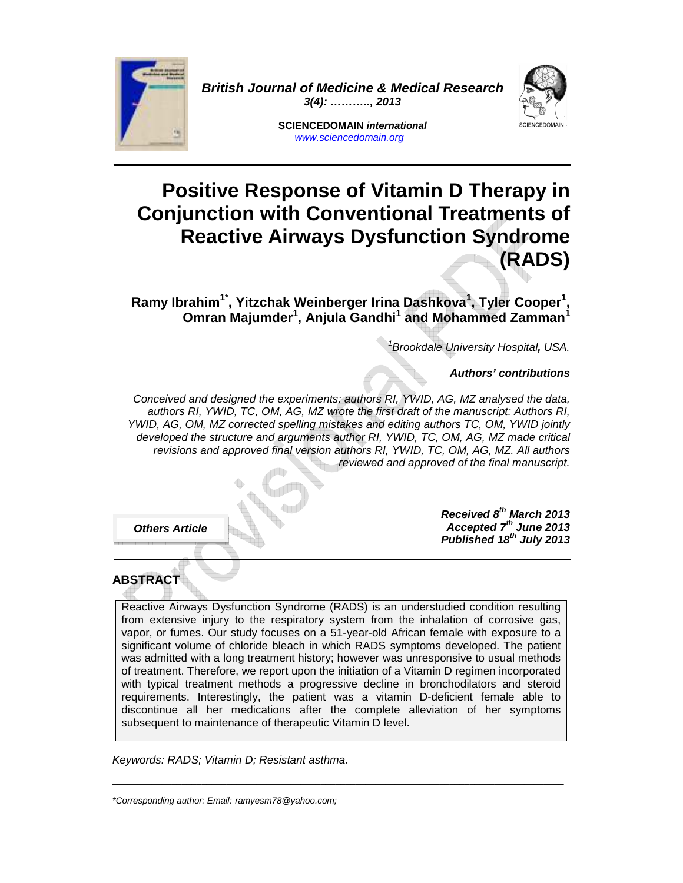British Journal of Medicine & Medical Research
3(4): ……….., 2013

SCIENCEDOMAIN *international*
www.sciencedomain.org

# Positive Response of Vitamin D Therapy in Conjunction with Conventional Treatments of Reactive Airways Dysfunction Syndrome (RADS)

**Ramy Ibrahim[1*], Yitzchak Weinberger Irina Dashkova[1], Tyler Cooper[1], Omran Majumder[1], Anjula Gandhi[1] and Mohammed Zamman[1]**

*[1]Brookdale University Hospital, USA.*

***Authors' contributions***

*Conceived and designed the experiments: authors RI, YWID, AG, MZ analysed the data, authors RI, YWID, TC, OM, AG, MZ wrote the first draft of the manuscript: Authors RI, YWID, AG, OM, MZ corrected spelling mistakes and editing authors TC, OM, YWID jointly developed the structure and arguments author RI, YWID, TC, OM, AG, MZ made critical revisions and approved final version authors RI, YWID, TC, OM, AG, MZ. All authors reviewed and approved of the final manuscript.*

***Others Article***

***Received 8th March 2013***
***Accepted 7th June 2013***
***Published 18th July 2013***

## ABSTRACT

Reactive Airways Dysfunction Syndrome (RADS) is an understudied condition resulting from extensive injury to the respiratory system from the inhalation of corrosive gas, vapor, or fumes. Our study focuses on a 51-year-old African female with exposure to a significant volume of chloride bleach in which RADS symptoms developed. The patient was admitted with a long treatment history; however was unresponsive to usual methods of treatment. Therefore, we report upon the initiation of a Vitamin D regimen incorporated with typical treatment methods a progressive decline in bronchodilators and steroid requirements. Interestingly, the patient was a vitamin D-deficient female able to discontinue all her medications after the complete alleviation of her symptoms subsequent to maintenance of therapeutic Vitamin D level.

*Keywords: RADS; Vitamin D; Resistant asthma.*

---

*\*Corresponding author: Email: ramyesm78@yahoo.com;*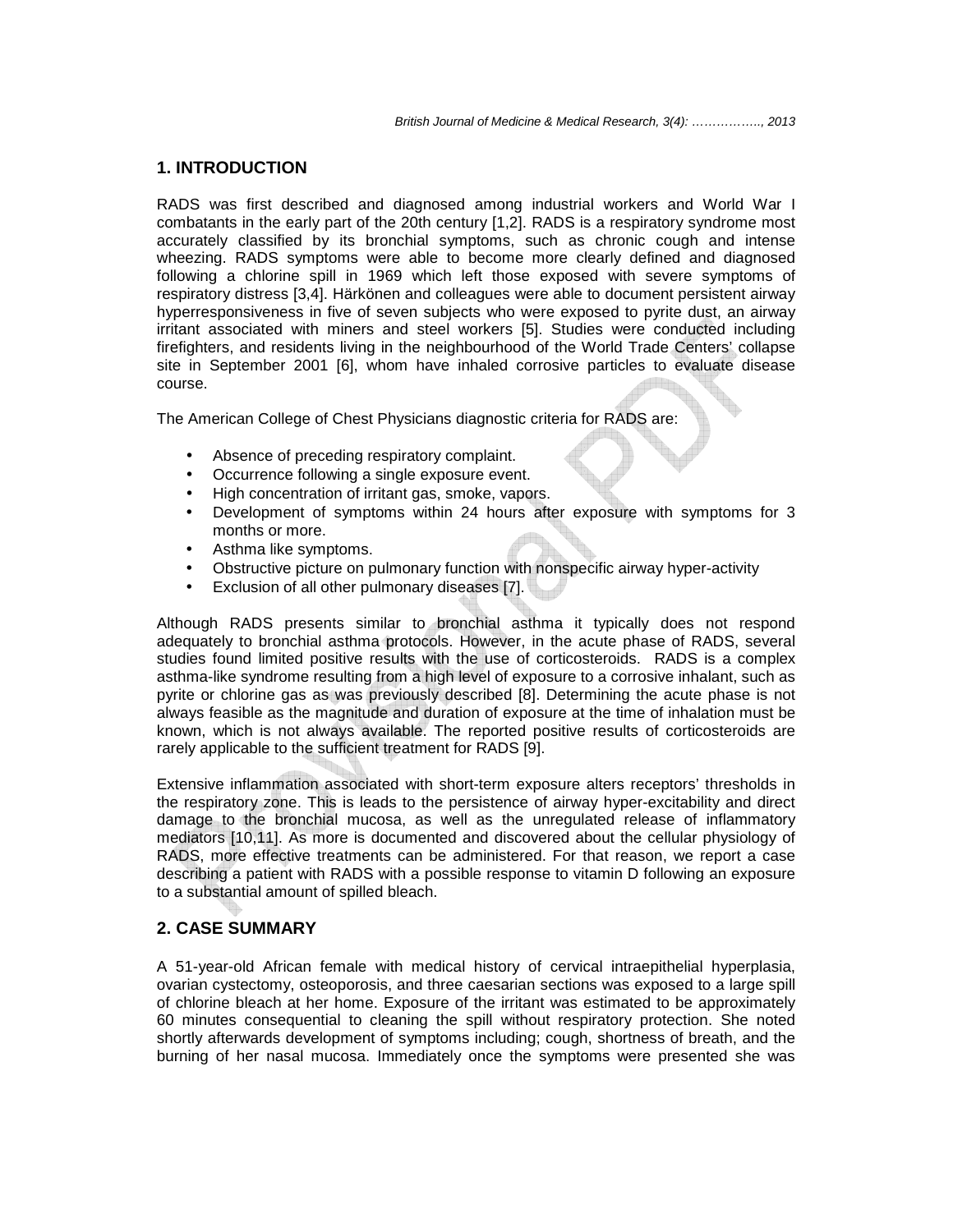## 1. INTRODUCTION

RADS was first described and diagnosed among industrial workers and World War I combatants in the early part of the 20th century [1,2]. RADS is a respiratory syndrome most accurately classified by its bronchial symptoms, such as chronic cough and intense wheezing. RADS symptoms were able to become more clearly defined and diagnosed following a chlorine spill in 1969 which left those exposed with severe symptoms of respiratory distress [3,4]. Härkönen and colleagues were able to document persistent airway hyperresponsiveness in five of seven subjects who were exposed to pyrite dust, an airway irritant associated with miners and steel workers [5]. Studies were conducted including firefighters, and residents living in the neighbourhood of the World Trade Centers' collapse site in September 2001 [6], whom have inhaled corrosive particles to evaluate disease course.

The American College of Chest Physicians diagnostic criteria for RADS are:

- Absence of preceding respiratory complaint.
- Occurrence following a single exposure event.
- High concentration of irritant gas, smoke, vapors.
- Development of symptoms within 24 hours after exposure with symptoms for 3 months or more.
- Asthma like symptoms.
- Obstructive picture on pulmonary function with nonspecific airway hyper-activity
- Exclusion of all other pulmonary diseases [7].

Although RADS presents similar to bronchial asthma it typically does not respond adequately to bronchial asthma protocols. However, in the acute phase of RADS, several studies found limited positive results with the use of corticosteroids. RADS is a complex asthma-like syndrome resulting from a high level of exposure to a corrosive inhalant, such as pyrite or chlorine gas as was previously described [8]. Determining the acute phase is not always feasible as the magnitude and duration of exposure at the time of inhalation must be known, which is not always available. The reported positive results of corticosteroids are rarely applicable to the sufficient treatment for RADS [9].

Extensive inflammation associated with short-term exposure alters receptors' thresholds in the respiratory zone. This is leads to the persistence of airway hyper-excitability and direct damage to the bronchial mucosa, as well as the unregulated release of inflammatory mediators [10,11]. As more is documented and discovered about the cellular physiology of RADS, more effective treatments can be administered. For that reason, we report a case describing a patient with RADS with a possible response to vitamin D following an exposure to a substantial amount of spilled bleach.

## 2. CASE SUMMARY

A 51-year-old African female with medical history of cervical intraepithelial hyperplasia, ovarian cystectomy, osteoporosis, and three caesarian sections was exposed to a large spill of chlorine bleach at her home. Exposure of the irritant was estimated to be approximately 60 minutes consequential to cleaning the spill without respiratory protection. She noted shortly afterwards development of symptoms including; cough, shortness of breath, and the burning of her nasal mucosa. Immediately once the symptoms were presented she was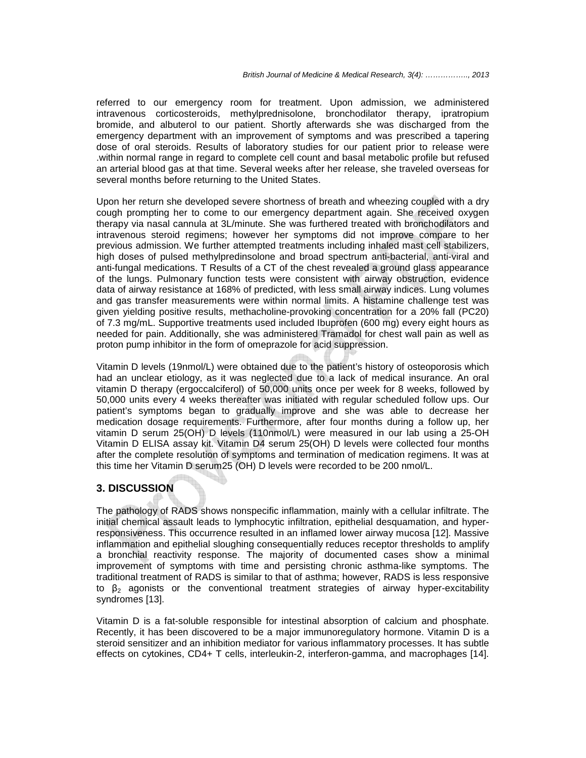referred to our emergency room for treatment. Upon admission, we administered intravenous corticosteroids, methylprednisolone, bronchodilator therapy, ipratropium bromide, and albuterol to our patient. Shortly afterwards she was discharged from the emergency department with an improvement of symptoms and was prescribed a tapering dose of oral steroids. Results of laboratory studies for our patient prior to release were .within normal range in regard to complete cell count and basal metabolic profile but refused an arterial blood gas at that time. Several weeks after her release, she traveled overseas for several months before returning to the United States.

Upon her return she developed severe shortness of breath and wheezing coupled with a dry cough prompting her to come to our emergency department again. She received oxygen therapy via nasal cannula at 3L/minute. She was furthered treated with bronchodilators and intravenous steroid regimens; however her symptoms did not improve compare to her previous admission. We further attempted treatments including inhaled mast cell stabilizers, high doses of pulsed methylpredinsolone and broad spectrum anti-bacterial, anti-viral and anti-fungal medications. T Results of a CT of the chest revealed a ground glass appearance of the lungs. Pulmonary function tests were consistent with airway obstruction, evidence data of airway resistance at 168% of predicted, with less small airway indices. Lung volumes and gas transfer measurements were within normal limits. A histamine challenge test was given yielding positive results, methacholine-provoking concentration for a 20% fall (PC20) of 7.3 mg/mL. Supportive treatments used included Ibuprofen (600 mg) every eight hours as needed for pain. Additionally, she was administered Tramadol for chest wall pain as well as proton pump inhibitor in the form of omeprazole for acid suppression.

Vitamin D levels (19nmol/L) were obtained due to the patient's history of osteoporosis which had an unclear etiology, as it was neglected due to a lack of medical insurance. An oral vitamin D therapy (ergoccalciferol) of 50,000 units once per week for 8 weeks, followed by 50,000 units every 4 weeks thereafter was initiated with regular scheduled follow ups. Our patient's symptoms began to gradually improve and she was able to decrease her medication dosage requirements. Furthermore, after four months during a follow up, her vitamin D serum 25(OH) D levels (110nmol/L) were measured in our lab using a 25-OH Vitamin D ELISA assay kit. Vitamin D4 serum 25(OH) D levels were collected four months after the complete resolution of symptoms and termination of medication regimens. It was at this time her Vitamin D serum25 (OH) D levels were recorded to be 200 nmol/L.

## 3. DISCUSSION

The pathology of RADS shows nonspecific inflammation, mainly with a cellular infiltrate. The initial chemical assault leads to lymphocytic infiltration, epithelial desquamation, and hyper-responsiveness. This occurrence resulted in an inflamed lower airway mucosa [12]. Massive inflammation and epithelial sloughing consequentially reduces receptor thresholds to amplify a bronchial reactivity response. The majority of documented cases show a minimal improvement of symptoms with time and persisting chronic asthma-like symptoms. The traditional treatment of RADS is similar to that of asthma; however, RADS is less responsive to $\beta_2$ agonists or the conventional treatment strategies of airway hyper-excitability syndromes [13].

Vitamin D is a fat-soluble responsible for intestinal absorption of calcium and phosphate. Recently, it has been discovered to be a major immunoregulatory hormone. Vitamin D is a steroid sensitizer and an inhibition mediator for various inflammatory processes. It has subtle effects on cytokines, CD4+ T cells, interleukin-2, interferon-gamma, and macrophages [14].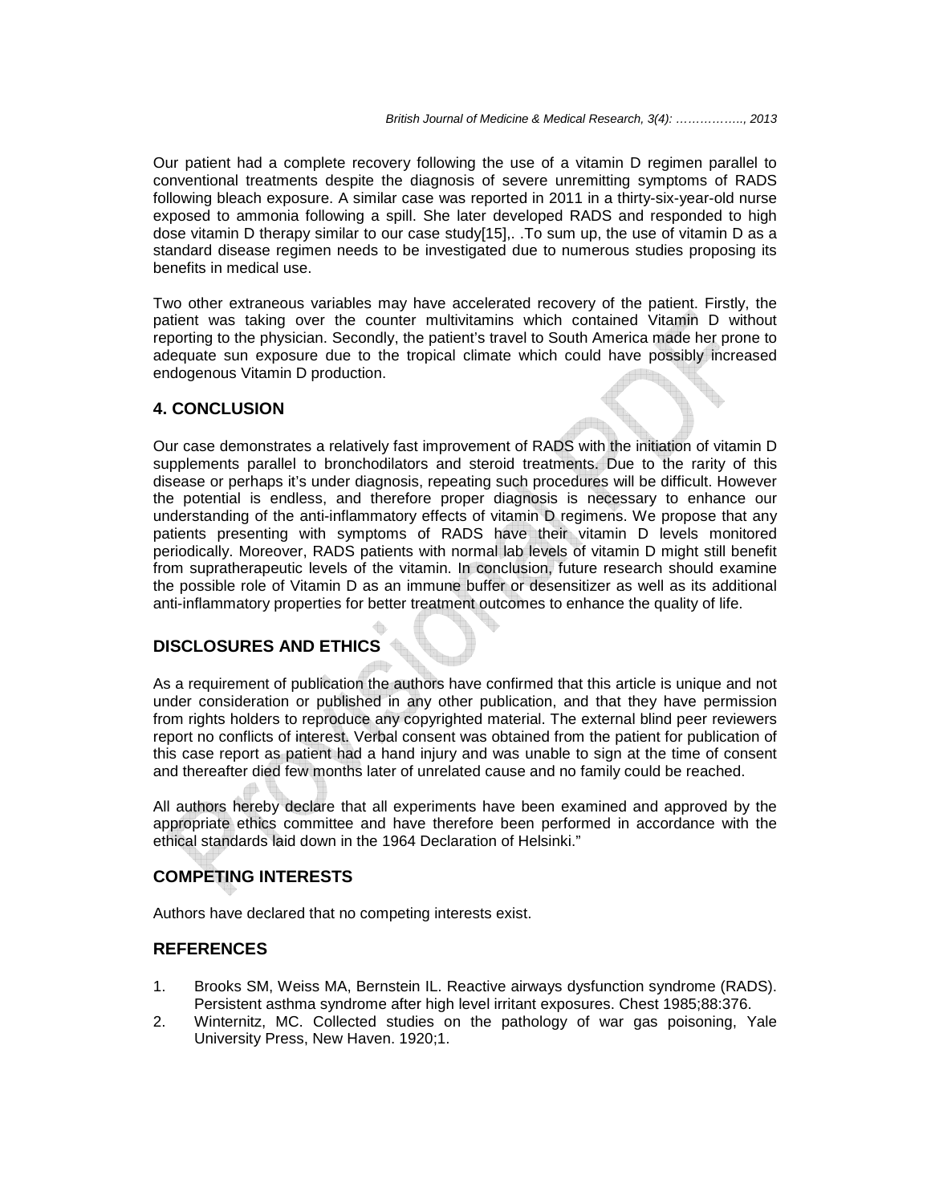Our patient had a complete recovery following the use of a vitamin D regimen parallel to conventional treatments despite the diagnosis of severe unremitting symptoms of RADS following bleach exposure. A similar case was reported in 2011 in a thirty-six-year-old nurse exposed to ammonia following a spill. She later developed RADS and responded to high dose vitamin D therapy similar to our case study[15],. .To sum up, the use of vitamin D as a standard disease regimen needs to be investigated due to numerous studies proposing its benefits in medical use.

Two other extraneous variables may have accelerated recovery of the patient. Firstly, the patient was taking over the counter multivitamins which contained Vitamin D without reporting to the physician. Secondly, the patient's travel to South America made her prone to adequate sun exposure due to the tropical climate which could have possibly increased endogenous Vitamin D production.

## 4. CONCLUSION

Our case demonstrates a relatively fast improvement of RADS with the initiation of vitamin D supplements parallel to bronchodilators and steroid treatments. Due to the rarity of this disease or perhaps it's under diagnosis, repeating such procedures will be difficult. However the potential is endless, and therefore proper diagnosis is necessary to enhance our understanding of the anti-inflammatory effects of vitamin D regimens. We propose that any patients presenting with symptoms of RADS have their vitamin D levels monitored periodically. Moreover, RADS patients with normal lab levels of vitamin D might still benefit from supratherapeutic levels of the vitamin. In conclusion, future research should examine the possible role of Vitamin D as an immune buffer or desensitizer as well as its additional anti-inflammatory properties for better treatment outcomes to enhance the quality of life.

## DISCLOSURES AND ETHICS

As a requirement of publication the authors have confirmed that this article is unique and not under consideration or published in any other publication, and that they have permission from rights holders to reproduce any copyrighted material. The external blind peer reviewers report no conflicts of interest. Verbal consent was obtained from the patient for publication of this case report as patient had a hand injury and was unable to sign at the time of consent and thereafter died few months later of unrelated cause and no family could be reached.

All authors hereby declare that all experiments have been examined and approved by the appropriate ethics committee and have therefore been performed in accordance with the ethical standards laid down in the 1964 Declaration of Helsinki."

## COMPETING INTERESTS

Authors have declared that no competing interests exist.

## REFERENCES

1. Brooks SM, Weiss MA, Bernstein IL. Reactive airways dysfunction syndrome (RADS). Persistent asthma syndrome after high level irritant exposures. Chest 1985;88:376.
2. Winternitz, MC. Collected studies on the pathology of war gas poisoning, Yale University Press, New Haven. 1920;1.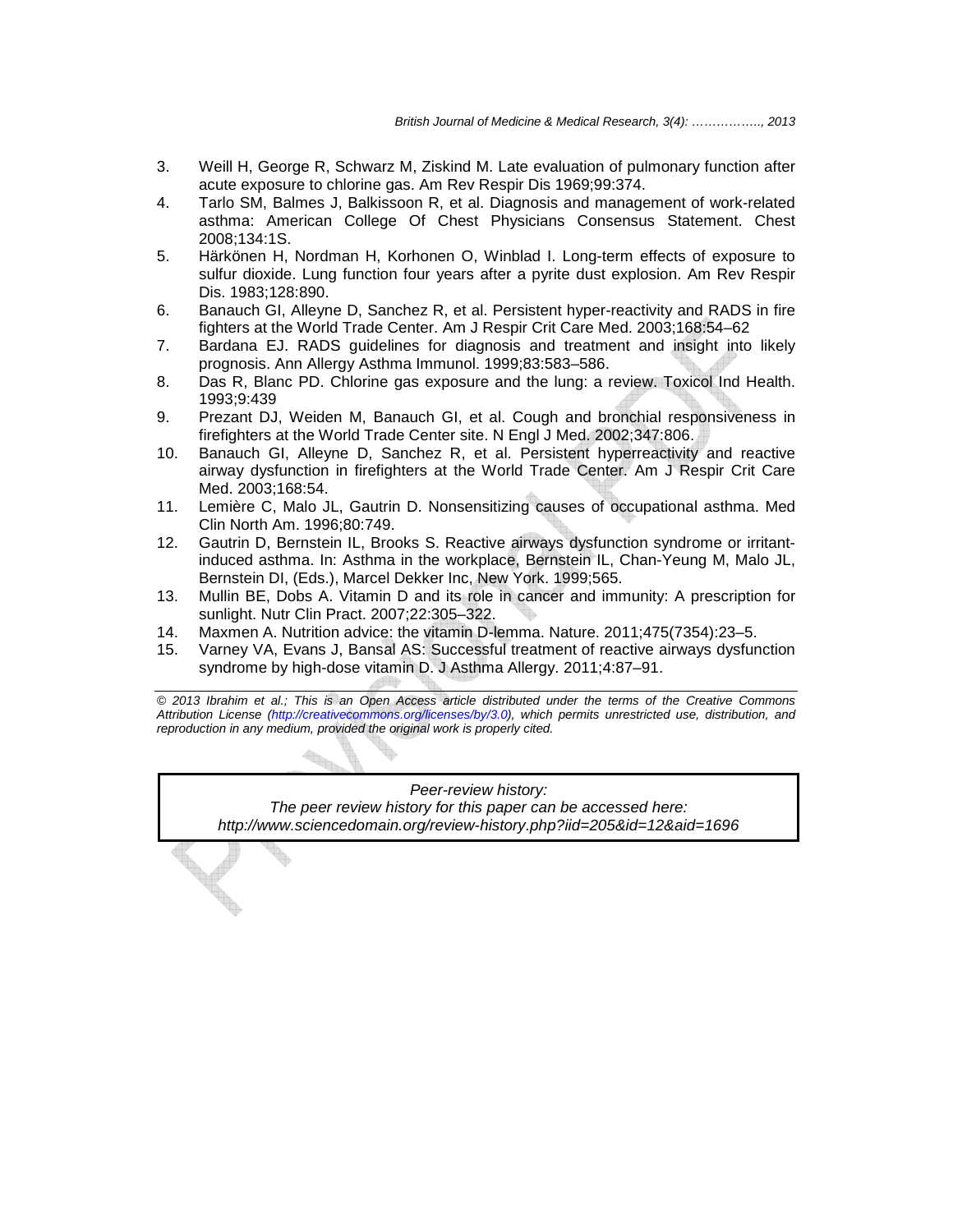3. Weill H, George R, Schwarz M, Ziskind M. Late evaluation of pulmonary function after acute exposure to chlorine gas. Am Rev Respir Dis 1969;99:374.
4. Tarlo SM, Balmes J, Balkissoon R, et al. Diagnosis and management of work-related asthma: American College Of Chest Physicians Consensus Statement. Chest 2008;134:1S.
5. Härkönen H, Nordman H, Korhonen O, Winblad I. Long-term effects of exposure to sulfur dioxide. Lung function four years after a pyrite dust explosion. Am Rev Respir Dis. 1983;128:890.
6. Banauch GI, Alleyne D, Sanchez R, et al. Persistent hyper-reactivity and RADS in fire fighters at the World Trade Center. Am J Respir Crit Care Med. 2003;168:54–62
7. Bardana EJ. RADS guidelines for diagnosis and treatment and insight into likely prognosis. Ann Allergy Asthma Immunol. 1999;83:583–586.
8. Das R, Blanc PD. Chlorine gas exposure and the lung: a review. Toxicol Ind Health. 1993;9:439
9. Prezant DJ, Weiden M, Banauch GI, et al. Cough and bronchial responsiveness in firefighters at the World Trade Center site. N Engl J Med. 2002;347:806.
10. Banauch GI, Alleyne D, Sanchez R, et al. Persistent hyperreactivity and reactive airway dysfunction in firefighters at the World Trade Center. Am J Respir Crit Care Med. 2003;168:54.
11. Lemière C, Malo JL, Gautrin D. Nonsensitizing causes of occupational asthma. Med Clin North Am. 1996;80:749.
12. Gautrin D, Bernstein IL, Brooks S. Reactive airways dysfunction syndrome or irritant-induced asthma. In: Asthma in the workplace, Bernstein IL, Chan-Yeung M, Malo JL, Bernstein DI, (Eds.), Marcel Dekker Inc, New York. 1999;565.
13. Mullin BE, Dobs A. Vitamin D and its role in cancer and immunity: A prescription for sunlight. Nutr Clin Pract. 2007;22:305–322.
14. Maxmen A. Nutrition advice: the vitamin D-lemma. Nature. 2011;475(7354):23–5.
15. Varney VA, Evans J, Bansal AS: Successful treatment of reactive airways dysfunction syndrome by high-dose vitamin D. J Asthma Allergy. 2011;4:87–91.

---

*© 2013 Ibrahim et al.; This is an Open Access article distributed under the terms of the Creative Commons Attribution License (http://creativecommons.org/licenses/by/3.0), which permits unrestricted use, distribution, and reproduction in any medium, provided the original work is properly cited.*

*Peer-review history:*
*The peer review history for this paper can be accessed here:*
*http://www.sciencedomain.org/review-history.php?iid=205&id=12&aid=1696*